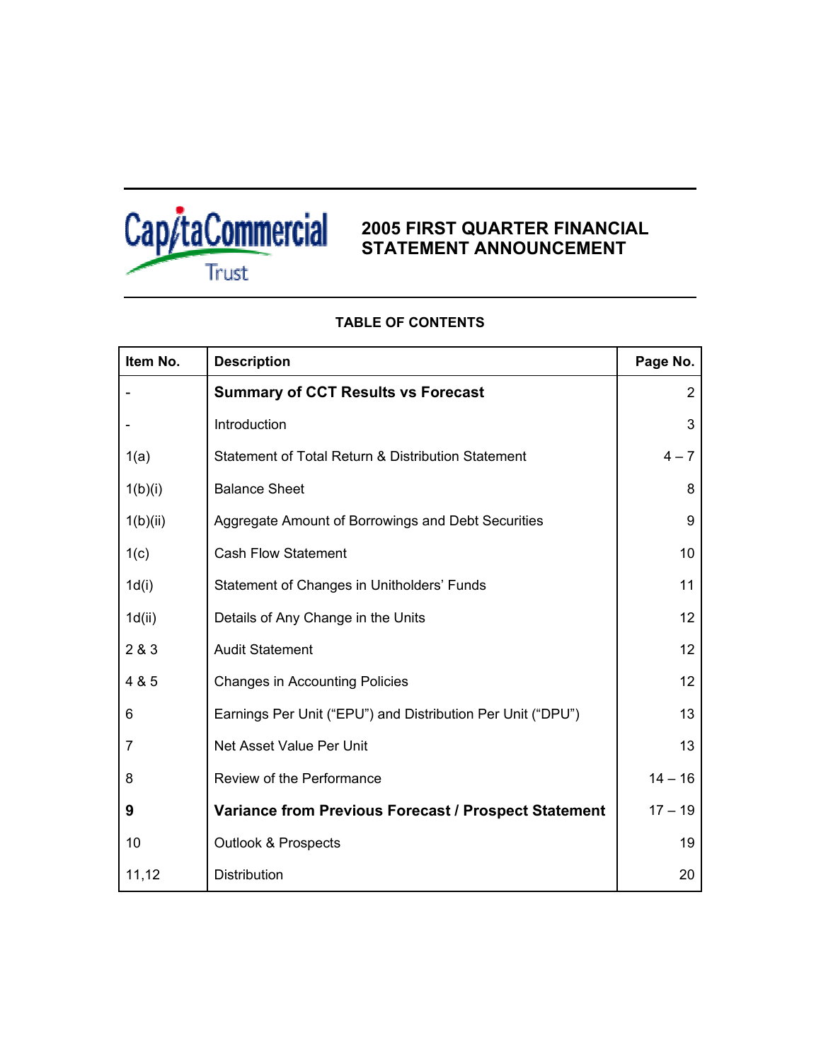CapitaCommercial Trust

# 2005 FIRST QUARTER FINANCIAL STATEMENT ANNOUNCEMENT

## TABLE OF CONTENTS

| Item No. | Description | Page No. |
|---|---|---|
| - | **Summary of CCT Results vs Forecast** | 2 |
| - | Introduction | 3 |
| 1(a) | Statement of Total Return & Distribution Statement | 4 – 7 |
| 1(b)(i) | Balance Sheet | 8 |
| 1(b)(ii) | Aggregate Amount of Borrowings and Debt Securities | 9 |
| 1(c) | Cash Flow Statement | 10 |
| 1d(i) | Statement of Changes in Unitholders' Funds | 11 |
| 1d(ii) | Details of Any Change in the Units | 12 |
| 2 & 3 | Audit Statement | 12 |
| 4 & 5 | Changes in Accounting Policies | 12 |
| 6 | Earnings Per Unit ("EPU") and Distribution Per Unit ("DPU") | 13 |
| 7 | Net Asset Value Per Unit | 13 |
| 8 | Review of the Performance | 14 – 16 |
| **9** | **Variance from Previous Forecast / Prospect Statement** | 17 – 19 |
| 10 | Outlook & Prospects | 19 |
| 11,12 | Distribution | 20 |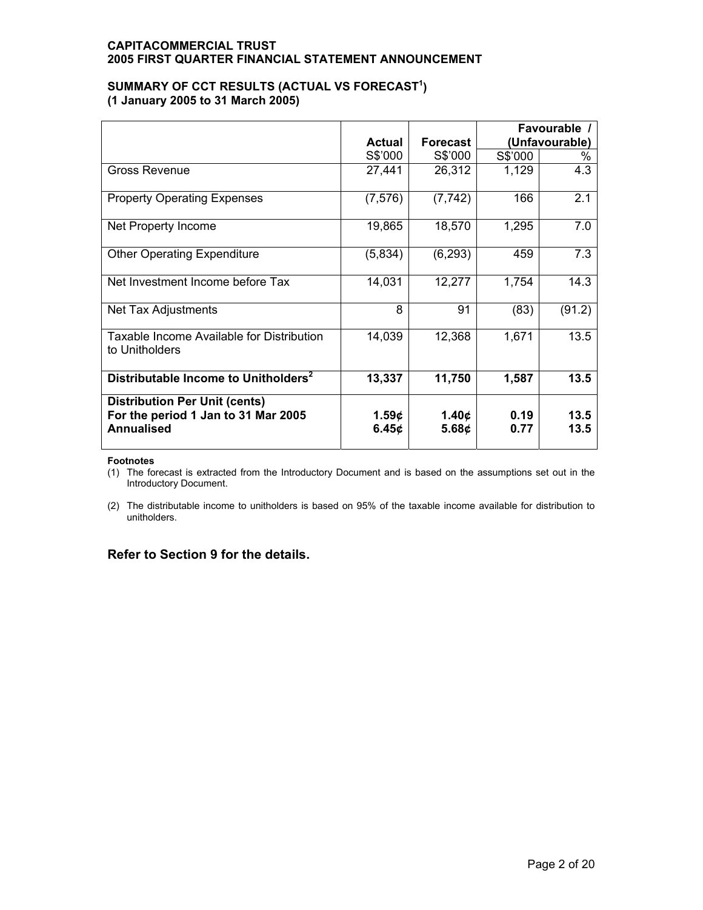**CAPITACOMMERCIAL TRUST**
**2005 FIRST QUARTER FINANCIAL STATEMENT ANNOUNCEMENT**

**SUMMARY OF CCT RESULTS (ACTUAL VS FORECAST[1])**
**(1 January 2005 to 31 March 2005)**

| | **Actual** | **Forecast** | **Favourable / (Unfavourable)** | |
|---|---|---|---|---|
| | S$'000 | S$'000 | S$'000 | % |
| Gross Revenue | 27,441 | 26,312 | 1,129 | 4.3 |
| Property Operating Expenses | (7,576) | (7,742) | 166 | 2.1 |
| Net Property Income | 19,865 | 18,570 | 1,295 | 7.0 |
| Other Operating Expenditure | (5,834) | (6,293) | 459 | 7.3 |
| Net Investment Income before Tax | 14,031 | 12,277 | 1,754 | 14.3 |
| Net Tax Adjustments | 8 | 91 | (83) | (91.2) |
| Taxable Income Available for Distribution to Unitholders | 14,039 | 12,368 | 1,671 | 13.5 |
| **Distributable Income to Unitholders[2]** | **13,337** | **11,750** | **1,587** | **13.5** |
| **Distribution Per Unit (cents)** | | | | |
| **For the period 1 Jan to 31 Mar 2005** | **1.59¢** | **1.40¢** | **0.19** | **13.5** |
| **Annualised** | **6.45¢** | **5.68¢** | **0.77** | **13.5** |

**Footnotes**

(1) The forecast is extracted from the Introductory Document and is based on the assumptions set out in the Introductory Document.

(2) The distributable income to unitholders is based on 95% of the taxable income available for distribution to unitholders.

**Refer to Section 9 for the details.**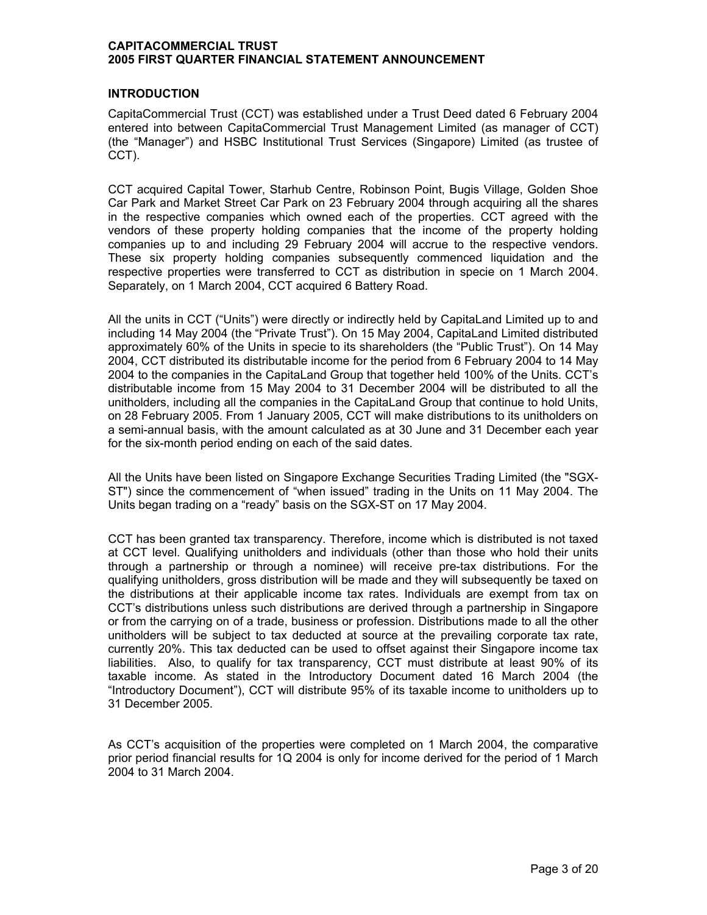## INTRODUCTION

CapitaCommercial Trust (CCT) was established under a Trust Deed dated 6 February 2004 entered into between CapitaCommercial Trust Management Limited (as manager of CCT) (the "Manager") and HSBC Institutional Trust Services (Singapore) Limited (as trustee of CCT).

CCT acquired Capital Tower, Starhub Centre, Robinson Point, Bugis Village, Golden Shoe Car Park and Market Street Car Park on 23 February 2004 through acquiring all the shares in the respective companies which owned each of the properties. CCT agreed with the vendors of these property holding companies that the income of the property holding companies up to and including 29 February 2004 will accrue to the respective vendors. These six property holding companies subsequently commenced liquidation and the respective properties were transferred to CCT as distribution in specie on 1 March 2004. Separately, on 1 March 2004, CCT acquired 6 Battery Road.

All the units in CCT ("Units") were directly or indirectly held by CapitaLand Limited up to and including 14 May 2004 (the "Private Trust"). On 15 May 2004, CapitaLand Limited distributed approximately 60% of the Units in specie to its shareholders (the "Public Trust"). On 14 May 2004, CCT distributed its distributable income for the period from 6 February 2004 to 14 May 2004 to the companies in the CapitaLand Group that together held 100% of the Units. CCT's distributable income from 15 May 2004 to 31 December 2004 will be distributed to all the unitholders, including all the companies in the CapitaLand Group that continue to hold Units, on 28 February 2005. From 1 January 2005, CCT will make distributions to its unitholders on a semi-annual basis, with the amount calculated as at 30 June and 31 December each year for the six-month period ending on each of the said dates.

All the Units have been listed on Singapore Exchange Securities Trading Limited (the "SGX-ST") since the commencement of "when issued" trading in the Units on 11 May 2004. The Units began trading on a "ready" basis on the SGX-ST on 17 May 2004.

CCT has been granted tax transparency. Therefore, income which is distributed is not taxed at CCT level. Qualifying unitholders and individuals (other than those who hold their units through a partnership or through a nominee) will receive pre-tax distributions. For the qualifying unitholders, gross distribution will be made and they will subsequently be taxed on the distributions at their applicable income tax rates. Individuals are exempt from tax on CCT's distributions unless such distributions are derived through a partnership in Singapore or from the carrying on of a trade, business or profession. Distributions made to all the other unitholders will be subject to tax deducted at source at the prevailing corporate tax rate, currently 20%. This tax deducted can be used to offset against their Singapore income tax liabilities. Also, to qualify for tax transparency, CCT must distribute at least 90% of its taxable income. As stated in the Introductory Document dated 16 March 2004 (the "Introductory Document"), CCT will distribute 95% of its taxable income to unitholders up to 31 December 2005.

As CCT's acquisition of the properties were completed on 1 March 2004, the comparative prior period financial results for 1Q 2004 is only for income derived for the period of 1 March 2004 to 31 March 2004.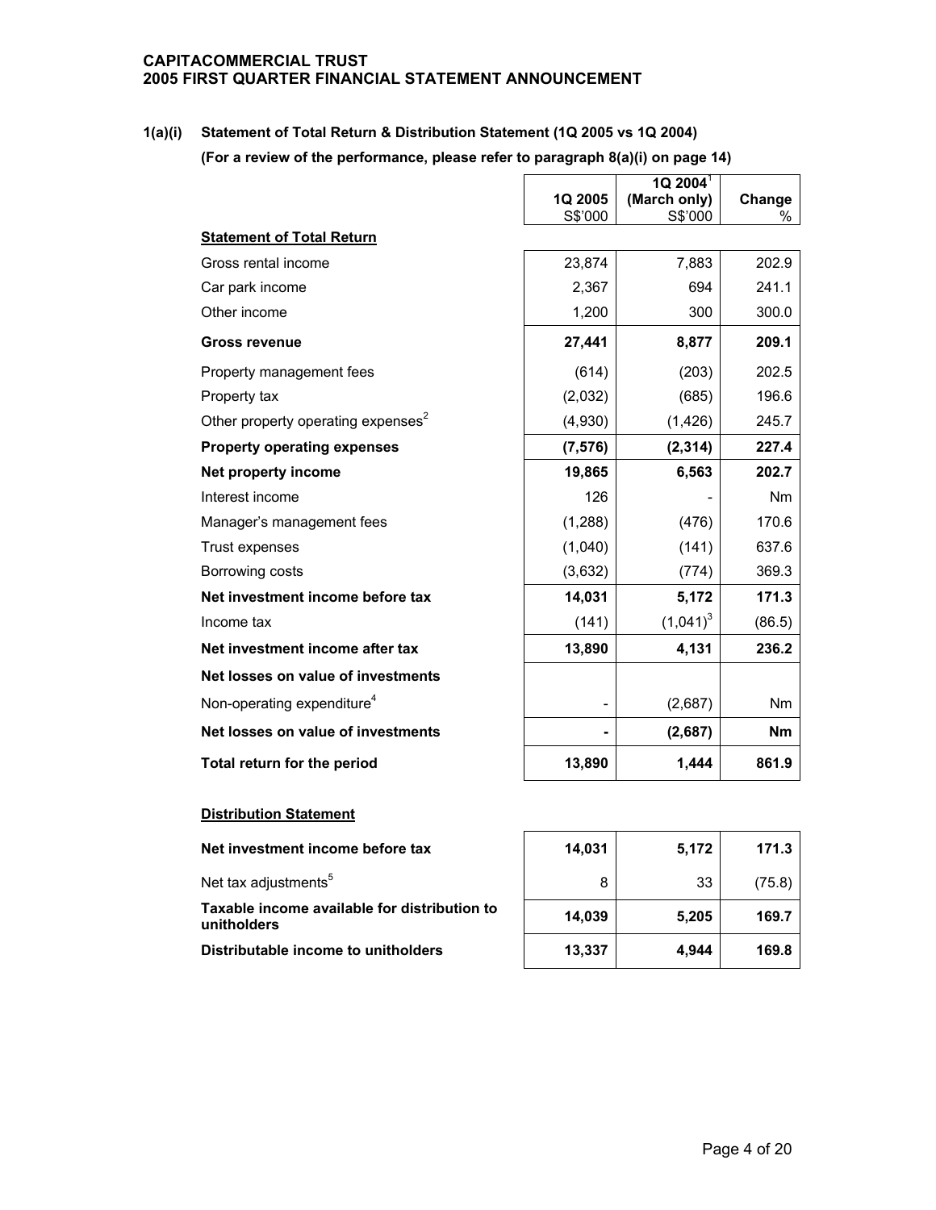**CAPITACOMMERCIAL TRUST**
**2005 FIRST QUARTER FINANCIAL STATEMENT ANNOUNCEMENT**

## 1(a)(i) Statement of Total Return & Distribution Statement (1Q 2005 vs 1Q 2004)

**(For a review of the performance, please refer to paragraph 8(a)(i) on page 14)**

| | 1Q 2005<br>S$'000 | 1Q 2004[1]<br>(March only)<br>S$'000 | Change<br>% |
|---|---|---|---|
| **Statement of Total Return** | | | |
| Gross rental income | 23,874 | 7,883 | 202.9 |
| Car park income | 2,367 | 694 | 241.1 |
| Other income | 1,200 | 300 | 300.0 |
| **Gross revenue** | **27,441** | **8,877** | **209.1** |
| Property management fees | (614) | (203) | 202.5 |
| Property tax | (2,032) | (685) | 196.6 |
| Other property operating expenses[2] | (4,930) | (1,426) | 245.7 |
| **Property operating expenses** | **(7,576)** | **(2,314)** | **227.4** |
| **Net property income** | **19,865** | **6,563** | **202.7** |
| Interest income | 126 | - | Nm |
| Manager's management fees | (1,288) | (476) | 170.6 |
| Trust expenses | (1,040) | (141) | 637.6 |
| Borrowing costs | (3,632) | (774) | 369.3 |
| **Net investment income before tax** | **14,031** | **5,172** | **171.3** |
| Income tax | (141) | (1,041)[3] | (86.5) |
| **Net investment income after tax** | **13,890** | **4,131** | **236.2** |
| **Net losses on value of investments** | | | |
| Non-operating expenditure[4] | - | (2,687) | Nm |
| **Net losses on value of investments** | **-** | **(2,687)** | **Nm** |
| **Total return for the period** | **13,890** | **1,444** | **861.9** |

**Distribution Statement**

| | 1Q 2005<br>S$'000 | 1Q 2004[1]<br>(March only)<br>S$'000 | Change<br>% |
|---|---|---|---|
| **Net investment income before tax** | **14,031** | **5,172** | **171.3** |
| Net tax adjustments[5] | 8 | 33 | (75.8) |
| **Taxable income available for distribution to unitholders** | **14,039** | **5,205** | **169.7** |
| **Distributable income to unitholders** | **13,337** | **4,944** | **169.8** |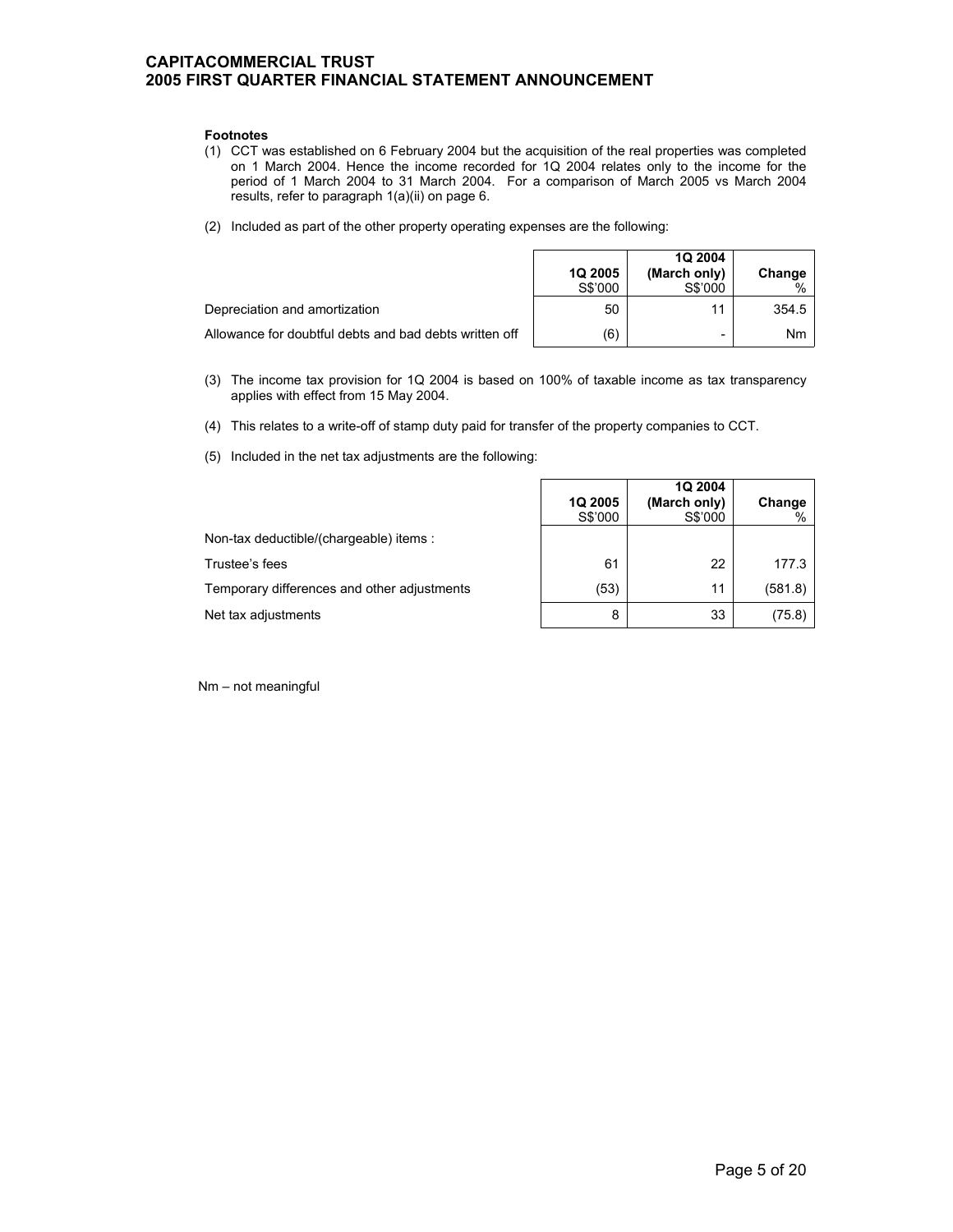**Footnotes**

(1) CCT was established on 6 February 2004 but the acquisition of the real properties was completed on 1 March 2004. Hence the income recorded for 1Q 2004 relates only to the income for the period of 1 March 2004 to 31 March 2004. For a comparison of March 2005 vs March 2004 results, refer to paragraph 1(a)(ii) on page 6.

(2) Included as part of the other property operating expenses are the following:

| | 1Q 2005 S$'000 | 1Q 2004 (March only) S$'000 | Change % |
|---|---|---|---|
| Depreciation and amortization | 50 | 11 | 354.5 |
| Allowance for doubtful debts and bad debts written off | (6) | - | Nm |

(3) The income tax provision for 1Q 2004 is based on 100% of taxable income as tax transparency applies with effect from 15 May 2004.

(4) This relates to a write-off of stamp duty paid for transfer of the property companies to CCT.

(5) Included in the net tax adjustments are the following:

| | 1Q 2005 S$'000 | 1Q 2004 (March only) S$'000 | Change % |
|---|---|---|---|
| Non-tax deductible/(chargeable) items : | | | |
| Trustee's fees | 61 | 22 | 177.3 |
| Temporary differences and other adjustments | (53) | 11 | (581.8) |
| Net tax adjustments | 8 | 33 | (75.8) |

Nm – not meaningful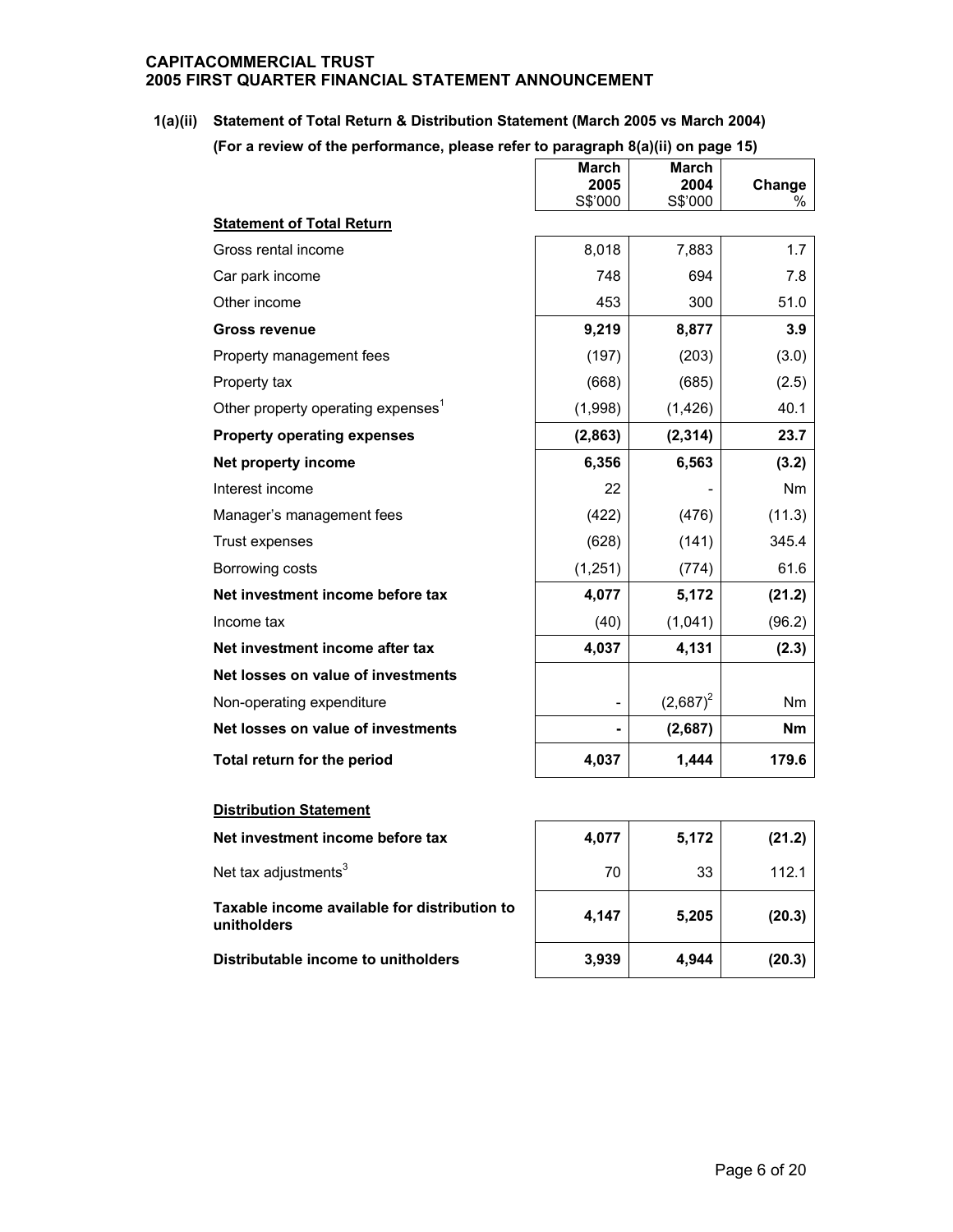**CAPITACOMMERCIAL TRUST**
**2005 FIRST QUARTER FINANCIAL STATEMENT ANNOUNCEMENT**

**1(a)(ii) Statement of Total Return & Distribution Statement (March 2005 vs March 2004)**

**(For a review of the performance, please refer to paragraph 8(a)(ii) on page 15)**

| | March 2005 S$'000 | March 2004 S$'000 | Change % |
|---|---|---|---|
| **Statement of Total Return** | | | |
| Gross rental income | 8,018 | 7,883 | 1.7 |
| Car park income | 748 | 694 | 7.8 |
| Other income | 453 | 300 | 51.0 |
| **Gross revenue** | **9,219** | **8,877** | **3.9** |
| Property management fees | (197) | (203) | (3.0) |
| Property tax | (668) | (685) | (2.5) |
| Other property operating expenses[1] | (1,998) | (1,426) | 40.1 |
| **Property operating expenses** | **(2,863)** | **(2,314)** | **23.7** |
| **Net property income** | **6,356** | **6,563** | **(3.2)** |
| Interest income | 22 | - | Nm |
| Manager's management fees | (422) | (476) | (11.3) |
| Trust expenses | (628) | (141) | 345.4 |
| Borrowing costs | (1,251) | (774) | 61.6 |
| **Net investment income before tax** | **4,077** | **5,172** | **(21.2)** |
| Income tax | (40) | (1,041) | (96.2) |
| **Net investment income after tax** | **4,037** | **4,131** | **(2.3)** |
| **Net losses on value of investments** | | | |
| Non-operating expenditure | - | (2,687)[2] | Nm |
| **Net losses on value of investments** | **-** | **(2,687)** | **Nm** |
| **Total return for the period** | **4,037** | **1,444** | **179.6** |

| | March 2005 S$'000 | March 2004 S$'000 | Change % |
|---|---|---|---|
| **Distribution Statement** | | | |
| **Net investment income before tax** | **4,077** | **5,172** | **(21.2)** |
| Net tax adjustments[3] | 70 | 33 | 112.1 |
| **Taxable income available for distribution to unitholders** | **4,147** | **5,205** | **(20.3)** |
| **Distributable income to unitholders** | **3,939** | **4,944** | **(20.3)** |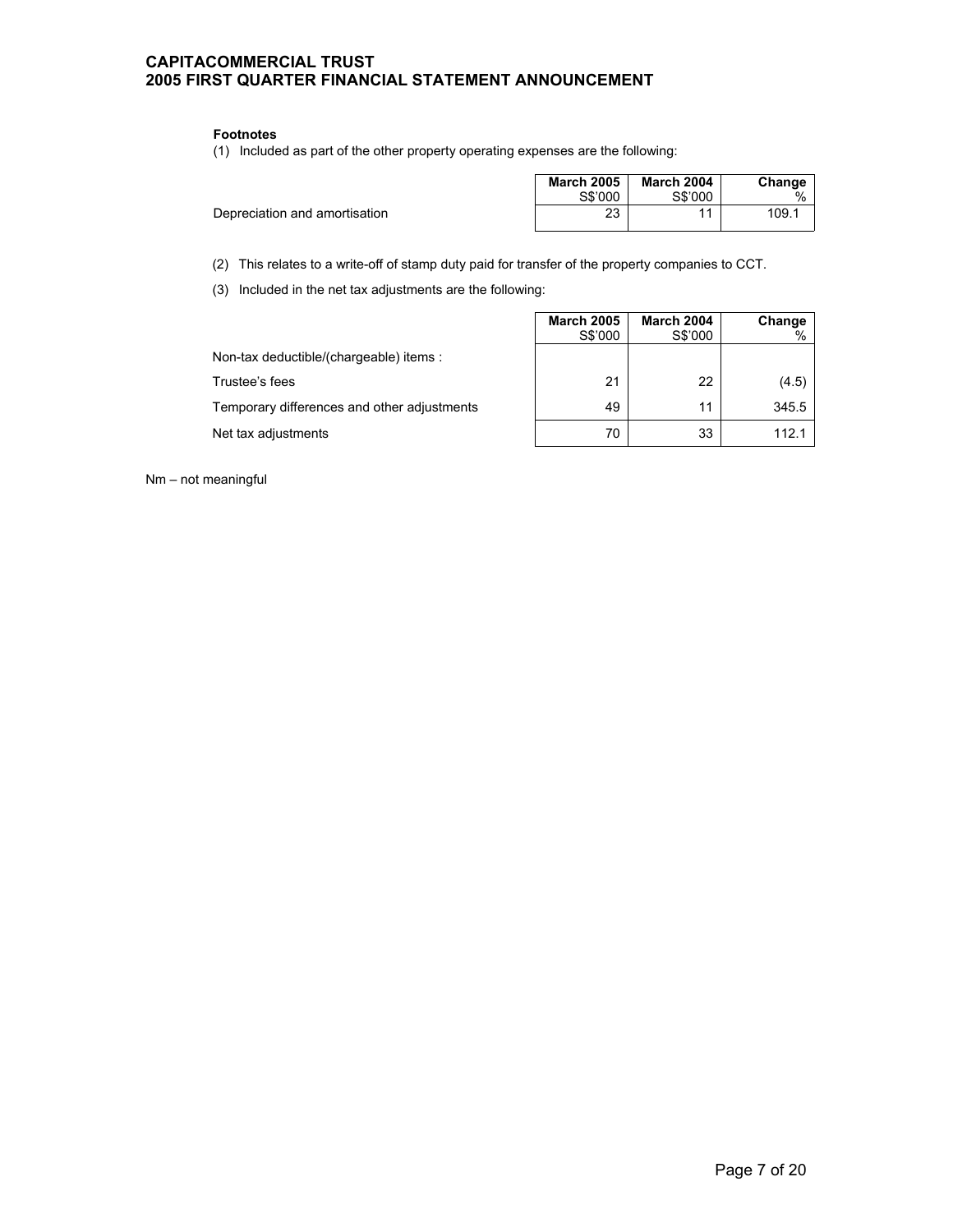**Footnotes**

(1) Included as part of the other property operating expenses are the following:

| | March 2005 S$'000 | March 2004 S$'000 | Change % |
|---|---|---|---|
| Depreciation and amortisation | 23 | 11 | 109.1 |

(2) This relates to a write-off of stamp duty paid for transfer of the property companies to CCT.

(3) Included in the net tax adjustments are the following:

| | March 2005 S$'000 | March 2004 S$'000 | Change % |
|---|---|---|---|
| Non-tax deductible/(chargeable) items : | | | |
| Trustee's fees | 21 | 22 | (4.5) |
| Temporary differences and other adjustments | 49 | 11 | 345.5 |
| Net tax adjustments | 70 | 33 | 112.1 |

Nm – not meaningful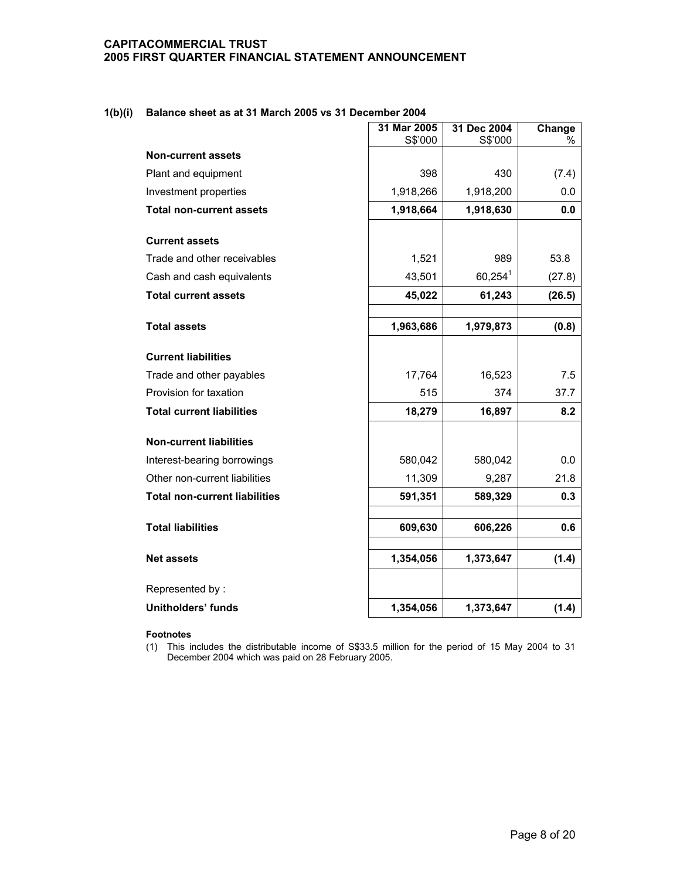**1(b)(i) Balance sheet as at 31 March 2005 vs 31 December 2004**

| | 31 Mar 2005 S$'000 | 31 Dec 2004 S$'000 | Change % |
|---|---|---|---|
| **Non-current assets** | | | |
| Plant and equipment | 398 | 430 | (7.4) |
| Investment properties | 1,918,266 | 1,918,200 | 0.0 |
| **Total non-current assets** | **1,918,664** | **1,918,630** | **0.0** |
| | | | |
| **Current assets** | | | |
| Trade and other receivables | 1,521 | 989 | 53.8 |
| Cash and cash equivalents | 43,501 | 60,254[1] | (27.8) |
| **Total current assets** | **45,022** | **61,243** | **(26.5)** |
| | | | |
| **Total assets** | **1,963,686** | **1,979,873** | **(0.8)** |
| | | | |
| **Current liabilities** | | | |
| Trade and other payables | 17,764 | 16,523 | 7.5 |
| Provision for taxation | 515 | 374 | 37.7 |
| **Total current liabilities** | **18,279** | **16,897** | **8.2** |
| | | | |
| **Non-current liabilities** | | | |
| Interest-bearing borrowings | 580,042 | 580,042 | 0.0 |
| Other non-current liabilities | 11,309 | 9,287 | 21.8 |
| **Total non-current liabilities** | **591,351** | **589,329** | **0.3** |
| | | | |
| **Total liabilities** | **609,630** | **606,226** | **0.6** |
| | | | |
| **Net assets** | **1,354,056** | **1,373,647** | **(1.4)** |
| | | | |
| Represented by : | | | |
| **Unitholders' funds** | **1,354,056** | **1,373,647** | **(1.4)** |

**Footnotes**

(1) This includes the distributable income of S$33.5 million for the period of 15 May 2004 to 31 December 2004 which was paid on 28 February 2005.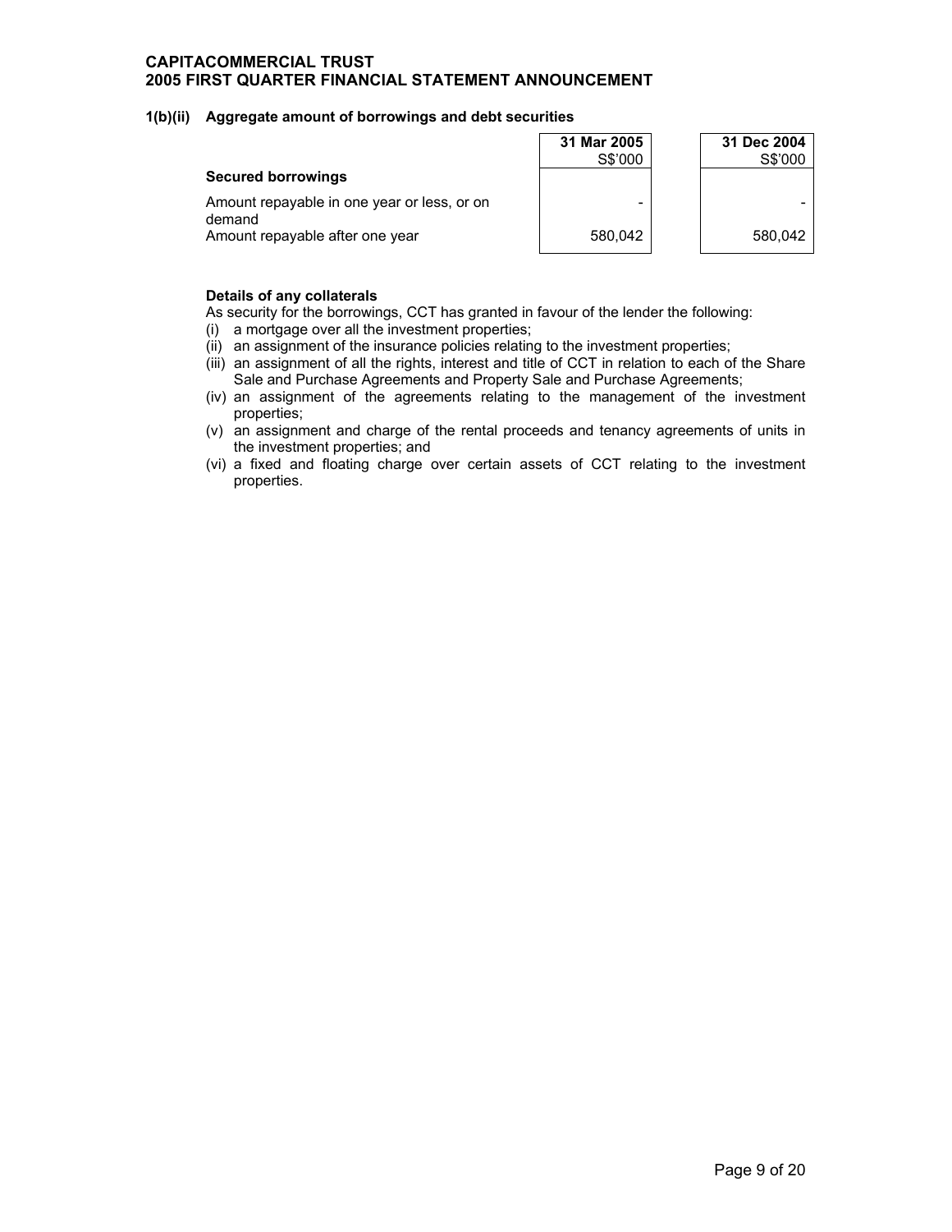### 1(b)(ii) Aggregate amount of borrowings and debt securities

| | 31 Mar 2005 S$'000 | 31 Dec 2004 S$'000 |
|---|---|---|
| **Secured borrowings** | | |
| Amount repayable in one year or less, or on demand | - | - |
| Amount repayable after one year | 580,042 | 580,042 |

**Details of any collaterals**

As security for the borrowings, CCT has granted in favour of the lender the following:

(i) a mortgage over all the investment properties;

(ii) an assignment of the insurance policies relating to the investment properties;

(iii) an assignment of all the rights, interest and title of CCT in relation to each of the Share Sale and Purchase Agreements and Property Sale and Purchase Agreements;

(iv) an assignment of the agreements relating to the management of the investment properties;

(v) an assignment and charge of the rental proceeds and tenancy agreements of units in the investment properties; and

(vi) a fixed and floating charge over certain assets of CCT relating to the investment properties.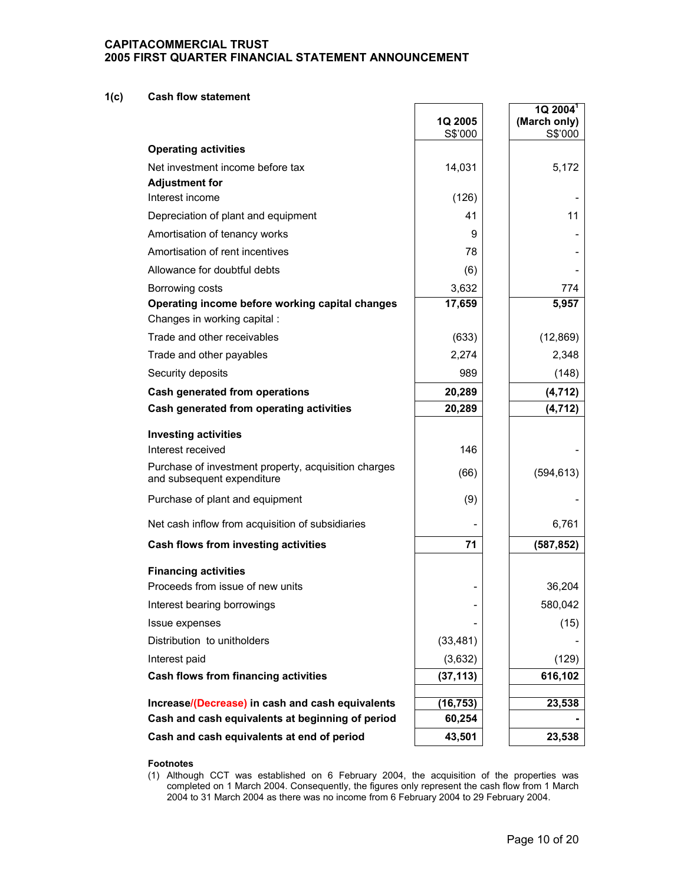**CAPITACOMMERCIAL TRUST**
**2005 FIRST QUARTER FINANCIAL STATEMENT ANNOUNCEMENT**

## 1(c) Cash flow statement

| | 1Q 2005 S$'000 | 1Q 2004[1] (March only) S$'000 |
|---|---|---|
| **Operating activities** | | |
| Net investment income before tax | 14,031 | 5,172 |
| **Adjustment for** | | |
| Interest income | (126) | - |
| Depreciation of plant and equipment | 41 | 11 |
| Amortisation of tenancy works | 9 | - |
| Amortisation of rent incentives | 78 | - |
| Allowance for doubtful debts | (6) | - |
| Borrowing costs | 3,632 | 774 |
| **Operating income before working capital changes** | **17,659** | **5,957** |
| Changes in working capital : | | |
| Trade and other receivables | (633) | (12,869) |
| Trade and other payables | 2,274 | 2,348 |
| Security deposits | 989 | (148) |
| **Cash generated from operations** | **20,289** | **(4,712)** |
| **Cash generated from operating activities** | **20,289** | **(4,712)** |
| **Investing activities** | | |
| Interest received | 146 | - |
| Purchase of investment property, acquisition charges and subsequent expenditure | (66) | (594,613) |
| Purchase of plant and equipment | (9) | - |
| Net cash inflow from acquisition of subsidiaries | - | 6,761 |
| **Cash flows from investing activities** | **71** | **(587,852)** |
| **Financing activities** | | |
| Proceeds from issue of new units | - | 36,204 |
| Interest bearing borrowings | - | 580,042 |
| Issue expenses | - | (15) |
| Distribution to unitholders | (33,481) | - |
| Interest paid | (3,632) | (129) |
| **Cash flows from financing activities** | **(37,113)** | **616,102** |
| **Increase/(Decrease) in cash and cash equivalents** | **(16,753)** | **23,538** |
| **Cash and cash equivalents at beginning of period** | **60,254** | **-** |
| **Cash and cash equivalents at end of period** | **43,501** | **23,538** |

**Footnotes**

(1) Although CCT was established on 6 February 2004, the acquisition of the properties was completed on 1 March 2004. Consequently, the figures only represent the cash flow from 1 March 2004 to 31 March 2004 as there was no income from 6 February 2004 to 29 February 2004.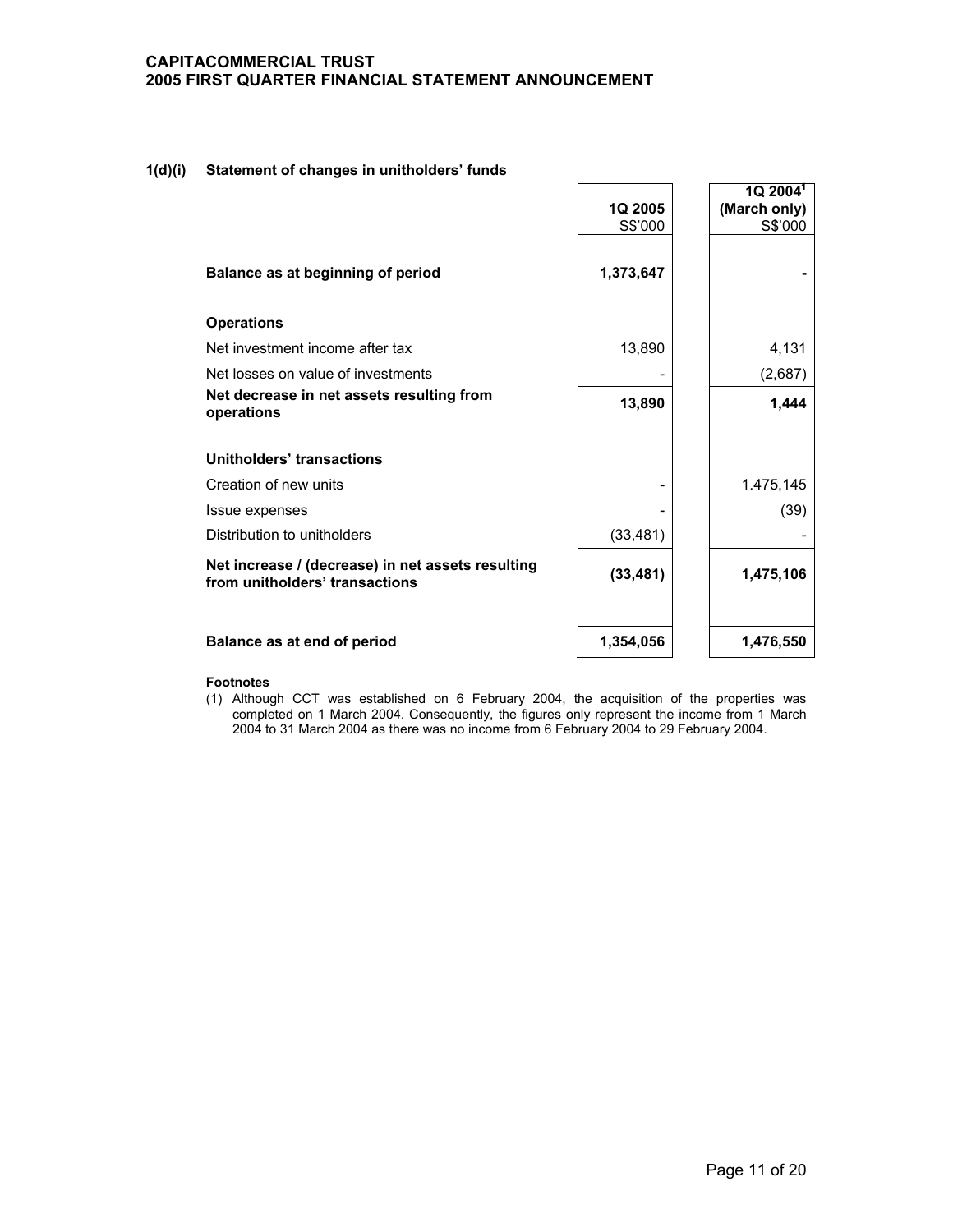### 1(d)(i) Statement of changes in unitholders' funds

| | 1Q 2005<br>S$'000 | 1Q 2004[1]<br>(March only)<br>S$'000 |
|---|---|---|
| **Balance as at beginning of period** | **1,373,647** | **-** |
| **Operations** | | |
| Net investment income after tax | 13,890 | 4,131 |
| Net losses on value of investments | - | (2,687) |
| **Net decrease in net assets resulting from operations** | **13,890** | **1,444** |
| **Unitholders' transactions** | | |
| Creation of new units | - | 1.475,145 |
| Issue expenses | - | (39) |
| Distribution to unitholders | (33,481) | - |
| **Net increase / (decrease) in net assets resulting from unitholders' transactions** | **(33,481)** | **1,475,106** |
| **Balance as at end of period** | **1,354,056** | **1,476,550** |

**Footnotes**

(1) Although CCT was established on 6 February 2004, the acquisition of the properties was completed on 1 March 2004. Consequently, the figures only represent the income from 1 March 2004 to 31 March 2004 as there was no income from 6 February 2004 to 29 February 2004.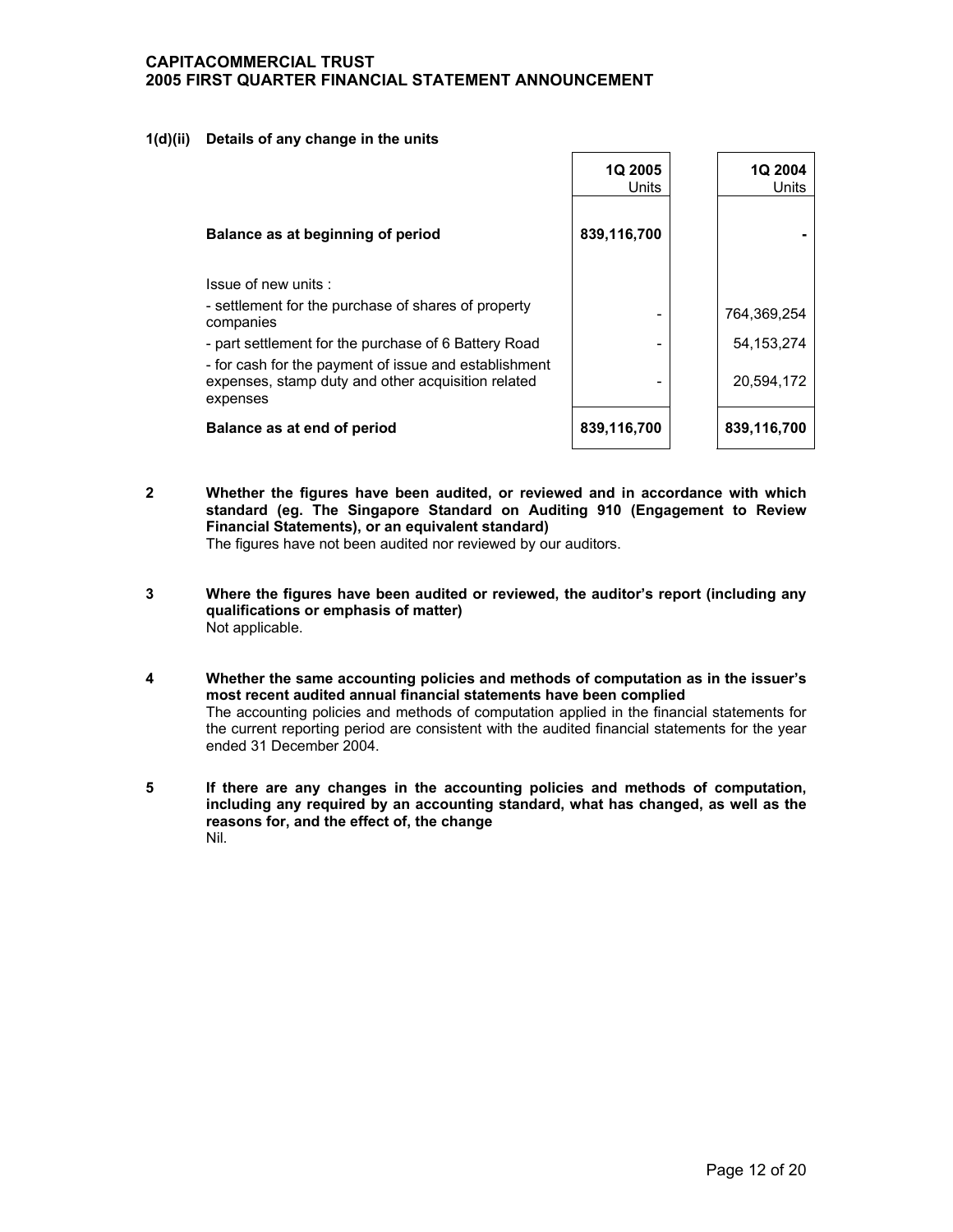**1(d)(ii) Details of any change in the units**

| | 1Q 2005 Units | 1Q 2004 Units |
|---|---|---|
| **Balance as at beginning of period** | **839,116,700** | **-** |
| Issue of new units : | | |
| - settlement for the purchase of shares of property companies | - | 764,369,254 |
| - part settlement for the purchase of 6 Battery Road | - | 54,153,274 |
| - for cash for the payment of issue and establishment expenses, stamp duty and other acquisition related expenses | - | 20,594,172 |
| **Balance as at end of period** | **839,116,700** | **839,116,700** |

**2 Whether the figures have been audited, or reviewed and in accordance with which standard (eg. The Singapore Standard on Auditing 910 (Engagement to Review Financial Statements), or an equivalent standard)**

The figures have not been audited nor reviewed by our auditors.

**3 Where the figures have been audited or reviewed, the auditor's report (including any qualifications or emphasis of matter)**

Not applicable.

**4 Whether the same accounting policies and methods of computation as in the issuer's most recent audited annual financial statements have been complied**

The accounting policies and methods of computation applied in the financial statements for the current reporting period are consistent with the audited financial statements for the year ended 31 December 2004.

**5 If there are any changes in the accounting policies and methods of computation, including any required by an accounting standard, what has changed, as well as the reasons for, and the effect of, the change**

Nil.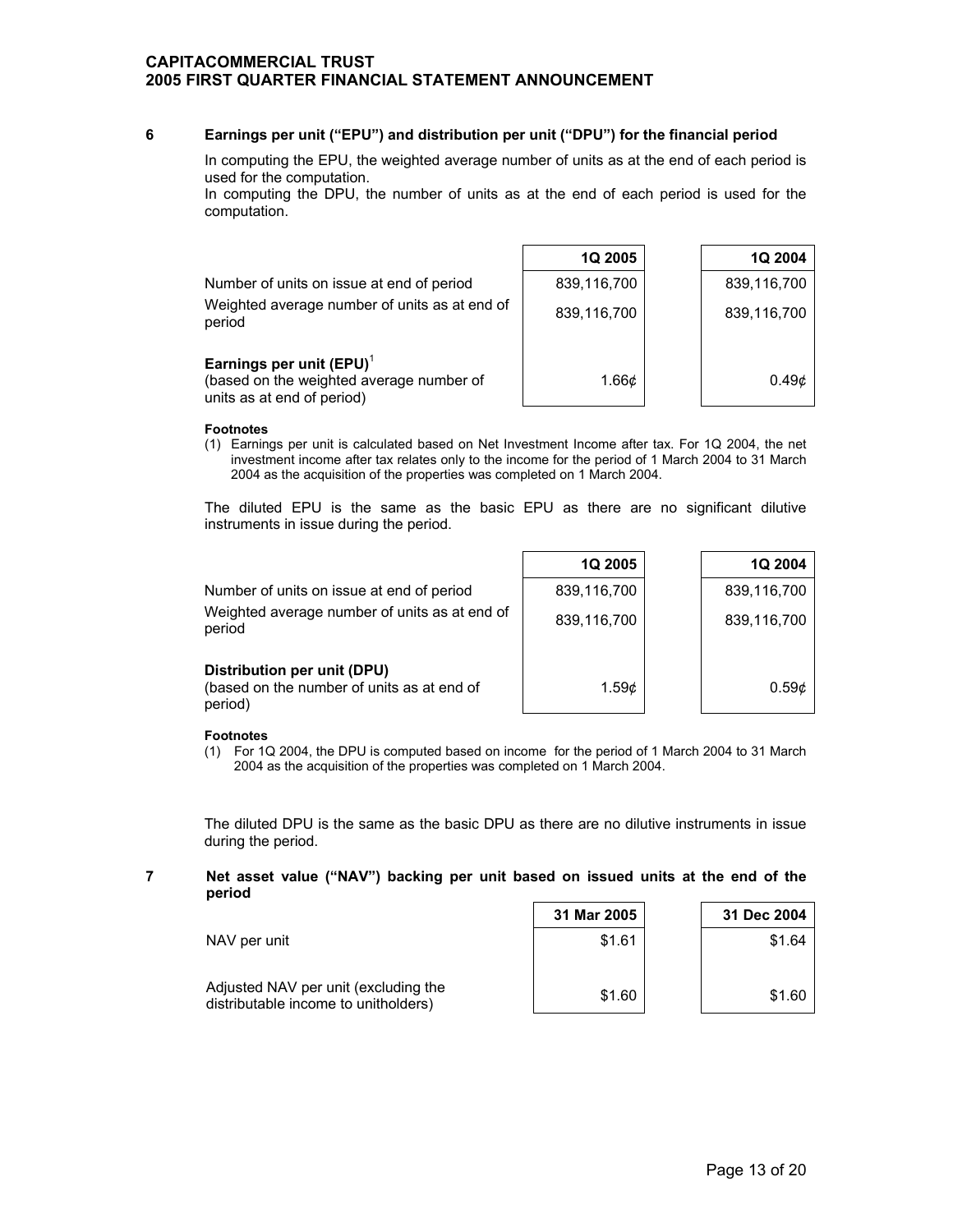## 6 Earnings per unit ("EPU") and distribution per unit ("DPU") for the financial period

In computing the EPU, the weighted average number of units as at the end of each period is used for the computation.
In computing the DPU, the number of units as at the end of each period is used for the computation.

| | 1Q 2005 | 1Q 2004 |
|---|---|---|
| Number of units on issue at end of period | 839,116,700 | 839,116,700 |
| Weighted average number of units as at end of period | 839,116,700 | 839,116,700 |
| **Earnings per unit (EPU)**[1] (based on the weighted average number of units as at end of period) | 1.66¢ | 0.49¢ |

**Footnotes**

(1) Earnings per unit is calculated based on Net Investment Income after tax. For 1Q 2004, the net investment income after tax relates only to the income for the period of 1 March 2004 to 31 March 2004 as the acquisition of the properties was completed on 1 March 2004.

The diluted EPU is the same as the basic EPU as there are no significant dilutive instruments in issue during the period.

| | 1Q 2005 | 1Q 2004 |
|---|---|---|
| Number of units on issue at end of period | 839,116,700 | 839,116,700 |
| Weighted average number of units as at end of period | 839,116,700 | 839,116,700 |
| **Distribution per unit (DPU)** (based on the number of units as at end of period) | 1.59¢ | 0.59¢ |

**Footnotes**

(1) For 1Q 2004, the DPU is computed based on income for the period of 1 March 2004 to 31 March 2004 as the acquisition of the properties was completed on 1 March 2004.

The diluted DPU is the same as the basic DPU as there are no dilutive instruments in issue during the period.

## 7 Net asset value ("NAV") backing per unit based on issued units at the end of the period

| | 31 Mar 2005 | 31 Dec 2004 |
|---|---|---|
| NAV per unit | $1.61 | $1.64 |
| Adjusted NAV per unit (excluding the distributable income to unitholders) | $1.60 | $1.60 |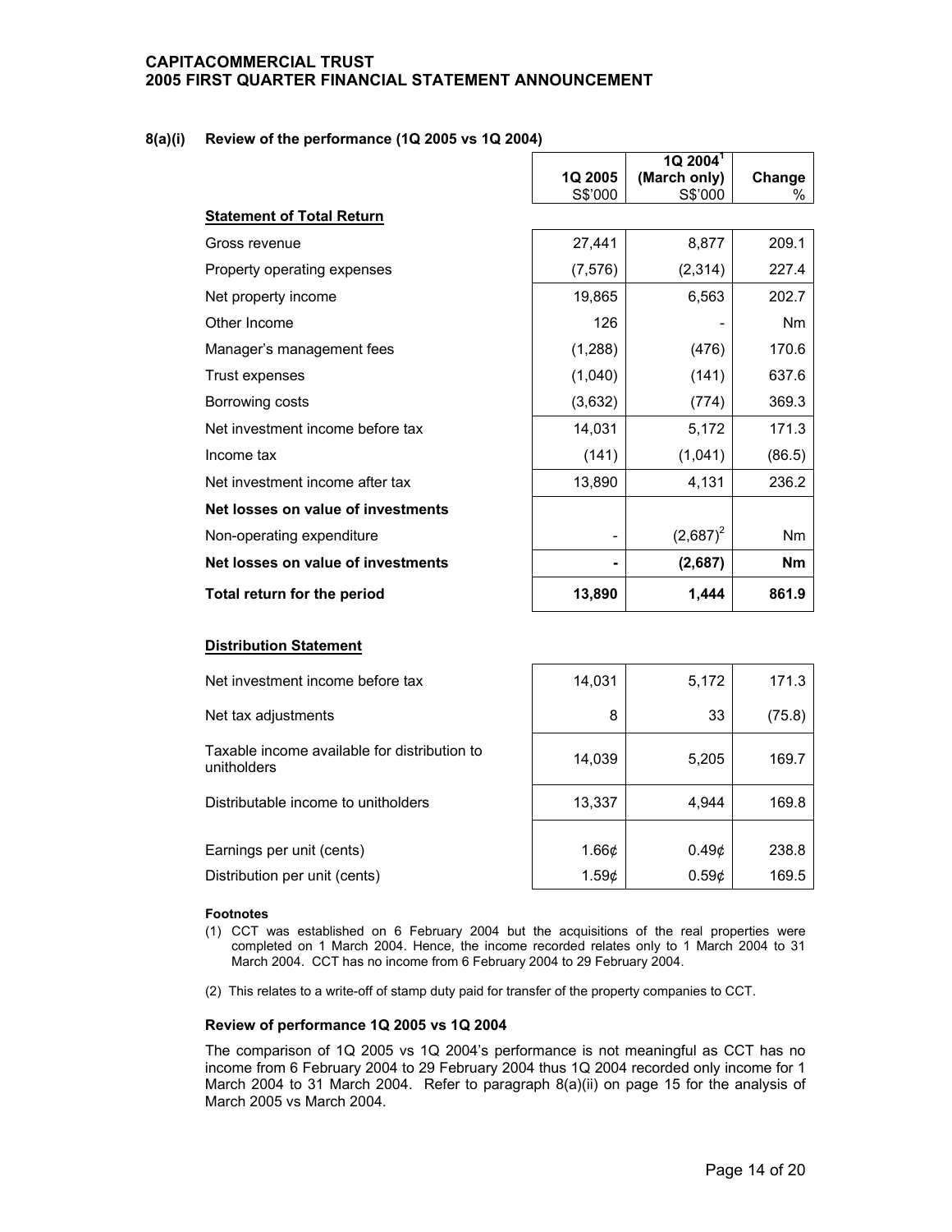**CAPITACOMMERCIAL TRUST**
**2005 FIRST QUARTER FINANCIAL STATEMENT ANNOUNCEMENT**

## 8(a)(i) Review of the performance (1Q 2005 vs 1Q 2004)

| | 1Q 2005 S$'000 | 1Q 2004[1] (March only) S$'000 | Change % |
|---|---|---|---|
| **Statement of Total Return** | | | |
| Gross revenue | 27,441 | 8,877 | 209.1 |
| Property operating expenses | (7,576) | (2,314) | 227.4 |
| Net property income | 19,865 | 6,563 | 202.7 |
| Other Income | 126 | - | Nm |
| Manager's management fees | (1,288) | (476) | 170.6 |
| Trust expenses | (1,040) | (141) | 637.6 |
| Borrowing costs | (3,632) | (774) | 369.3 |
| Net investment income before tax | 14,031 | 5,172 | 171.3 |
| Income tax | (141) | (1,041) | (86.5) |
| Net investment income after tax | 13,890 | 4,131 | 236.2 |
| **Net losses on value of investments** | | | |
| Non-operating expenditure | - | (2,687)[2] | Nm |
| **Net losses on value of investments** | **-** | **(2,687)** | **Nm** |
| **Total return for the period** | **13,890** | **1,444** | **861.9** |

**Distribution Statement**

| | 1Q 2005 S$'000 | 1Q 2004[1] (March only) S$'000 | Change % |
|---|---|---|---|
| Net investment income before tax | 14,031 | 5,172 | 171.3 |
| Net tax adjustments | 8 | 33 | (75.8) |
| Taxable income available for distribution to unitholders | 14,039 | 5,205 | 169.7 |
| Distributable income to unitholders | 13,337 | 4,944 | 169.8 |
| Earnings per unit (cents) | 1.66¢ | 0.49¢ | 238.8 |
| Distribution per unit (cents) | 1.59¢ | 0.59¢ | 169.5 |

**Footnotes**

(1) CCT was established on 6 February 2004 but the acquisitions of the real properties were completed on 1 March 2004. Hence, the income recorded relates only to 1 March 2004 to 31 March 2004. CCT has no income from 6 February 2004 to 29 February 2004.

(2) This relates to a write-off of stamp duty paid for transfer of the property companies to CCT.

**Review of performance 1Q 2005 vs 1Q 2004**

The comparison of 1Q 2005 vs 1Q 2004's performance is not meaningful as CCT has no income from 6 February 2004 to 29 February 2004 thus 1Q 2004 recorded only income for 1 March 2004 to 31 March 2004. Refer to paragraph 8(a)(ii) on page 15 for the analysis of March 2005 vs March 2004.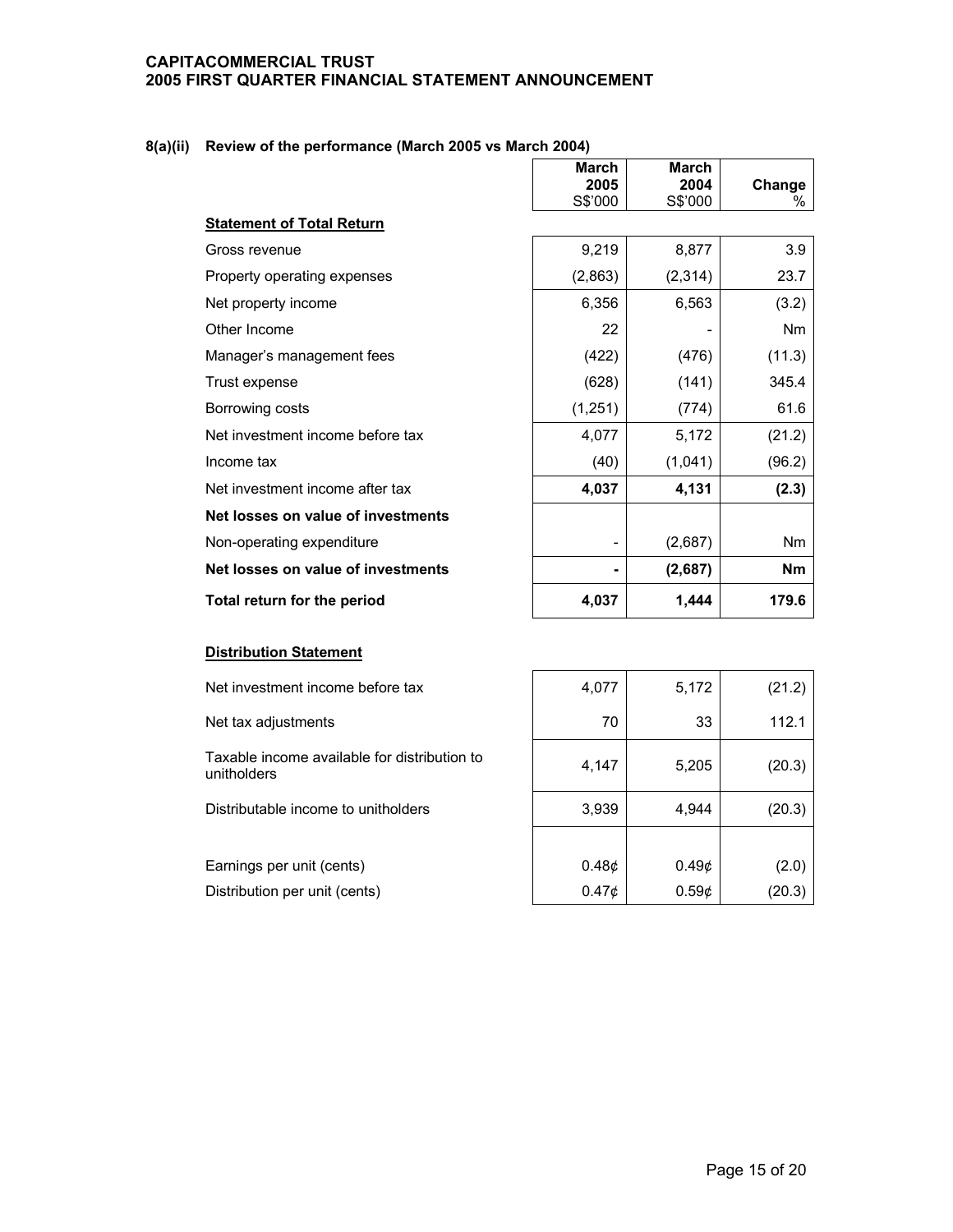### 8(a)(ii) Review of the performance (March 2005 vs March 2004)

| | March 2005 S$'000 | March 2004 S$'000 | Change % |
|---|---|---|---|
| **Statement of Total Return** | | | |
| Gross revenue | 9,219 | 8,877 | 3.9 |
| Property operating expenses | (2,863) | (2,314) | 23.7 |
| Net property income | 6,356 | 6,563 | (3.2) |
| Other Income | 22 | - | Nm |
| Manager's management fees | (422) | (476) | (11.3) |
| Trust expense | (628) | (141) | 345.4 |
| Borrowing costs | (1,251) | (774) | 61.6 |
| Net investment income before tax | 4,077 | 5,172 | (21.2) |
| Income tax | (40) | (1,041) | (96.2) |
| Net investment income after tax | **4,037** | **4,131** | **(2.3)** |
| **Net losses on value of investments** | | | |
| Non-operating expenditure | - | (2,687) | Nm |
| **Net losses on value of investments** | **-** | **(2,687)** | **Nm** |
| **Total return for the period** | **4,037** | **1,444** | **179.6** |

| | March 2005 S$'000 | March 2004 S$'000 | Change % |
|---|---|---|---|
| **Distribution Statement** | | | |
| Net investment income before tax | 4,077 | 5,172 | (21.2) |
| Net tax adjustments | 70 | 33 | 112.1 |
| Taxable income available for distribution to unitholders | 4,147 | 5,205 | (20.3) |
| Distributable income to unitholders | 3,939 | 4,944 | (20.3) |
| Earnings per unit (cents) | 0.48¢ | 0.49¢ | (2.0) |
| Distribution per unit (cents) | 0.47¢ | 0.59¢ | (20.3) |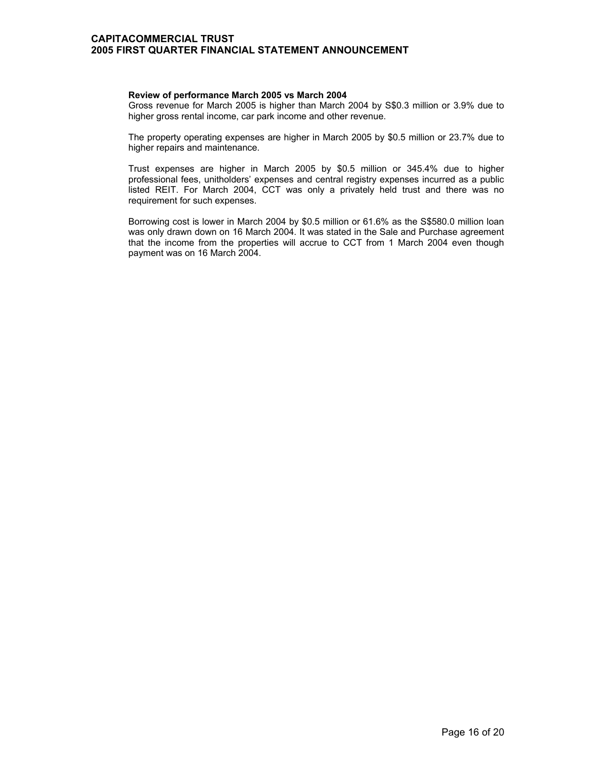**Review of performance March 2005 vs March 2004**

Gross revenue for March 2005 is higher than March 2004 by S$0.3 million or 3.9% due to higher gross rental income, car park income and other revenue.

The property operating expenses are higher in March 2005 by $0.5 million or 23.7% due to higher repairs and maintenance.

Trust expenses are higher in March 2005 by $0.5 million or 345.4% due to higher professional fees, unitholders' expenses and central registry expenses incurred as a public listed REIT. For March 2004, CCT was only a privately held trust and there was no requirement for such expenses.

Borrowing cost is lower in March 2004 by $0.5 million or 61.6% as the S$580.0 million loan was only drawn down on 16 March 2004. It was stated in the Sale and Purchase agreement that the income from the properties will accrue to CCT from 1 March 2004 even though payment was on 16 March 2004.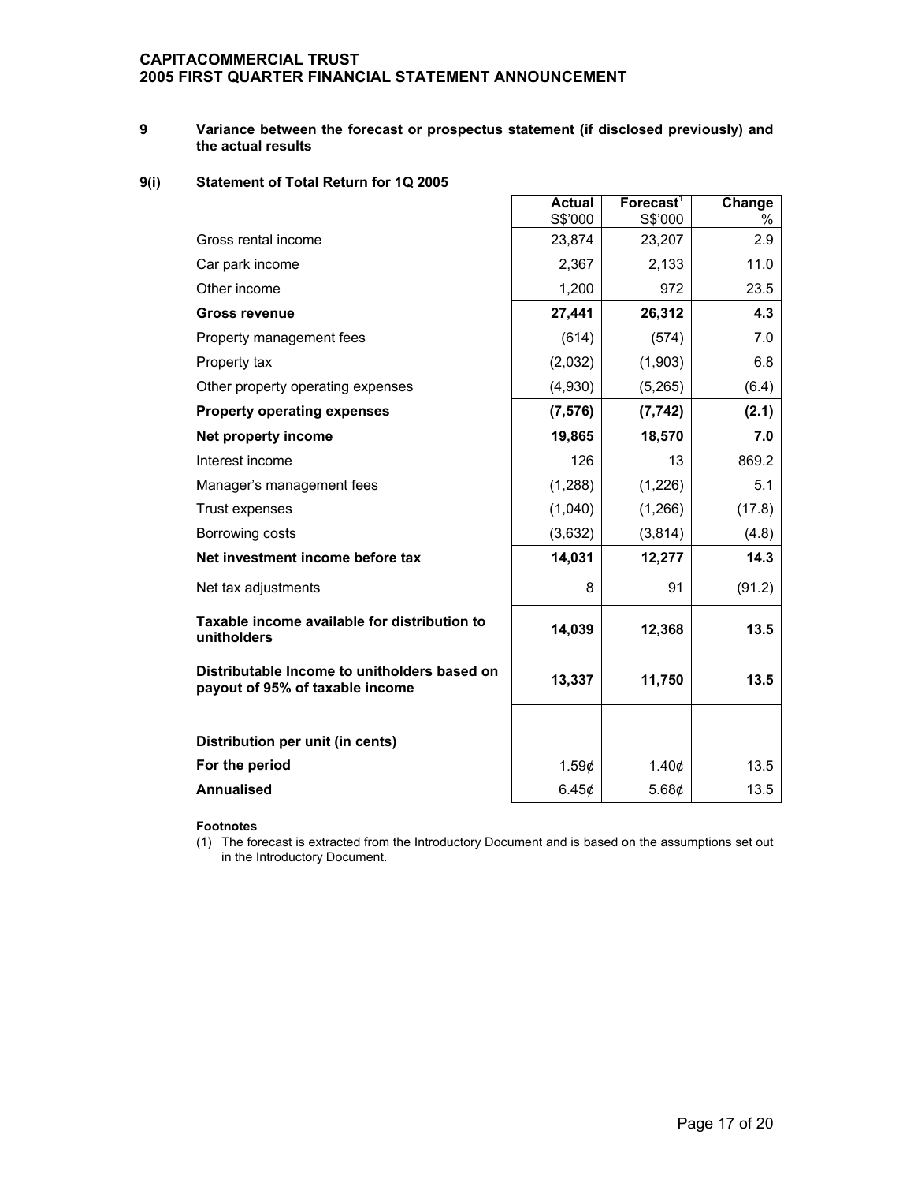**CAPITACOMMERCIAL TRUST**
**2005 FIRST QUARTER FINANCIAL STATEMENT ANNOUNCEMENT**

**9 Variance between the forecast or prospectus statement (if disclosed previously) and the actual results**

**9(i) Statement of Total Return for 1Q 2005**

| | Actual S$'000 | Forecast[1] S$'000 | Change % |
|---|---|---|---|
| Gross rental income | 23,874 | 23,207 | 2.9 |
| Car park income | 2,367 | 2,133 | 11.0 |
| Other income | 1,200 | 972 | 23.5 |
| **Gross revenue** | **27,441** | **26,312** | **4.3** |
| Property management fees | (614) | (574) | 7.0 |
| Property tax | (2,032) | (1,903) | 6.8 |
| Other property operating expenses | (4,930) | (5,265) | (6.4) |
| **Property operating expenses** | **(7,576)** | **(7,742)** | **(2.1)** |
| **Net property income** | **19,865** | **18,570** | **7.0** |
| Interest income | 126 | 13 | 869.2 |
| Manager's management fees | (1,288) | (1,226) | 5.1 |
| Trust expenses | (1,040) | (1,266) | (17.8) |
| Borrowing costs | (3,632) | (3,814) | (4.8) |
| **Net investment income before tax** | **14,031** | **12,277** | **14.3** |
| Net tax adjustments | 8 | 91 | (91.2) |
| **Taxable income available for distribution to unitholders** | **14,039** | **12,368** | **13.5** |
| **Distributable Income to unitholders based on payout of 95% of taxable income** | **13,337** | **11,750** | **13.5** |
| | | | |
| **Distribution per unit (in cents)** | | | |
| **For the period** | 1.59¢ | 1.40¢ | 13.5 |
| **Annualised** | 6.45¢ | 5.68¢ | 13.5 |

**Footnotes**

(1) The forecast is extracted from the Introductory Document and is based on the assumptions set out in the Introductory Document.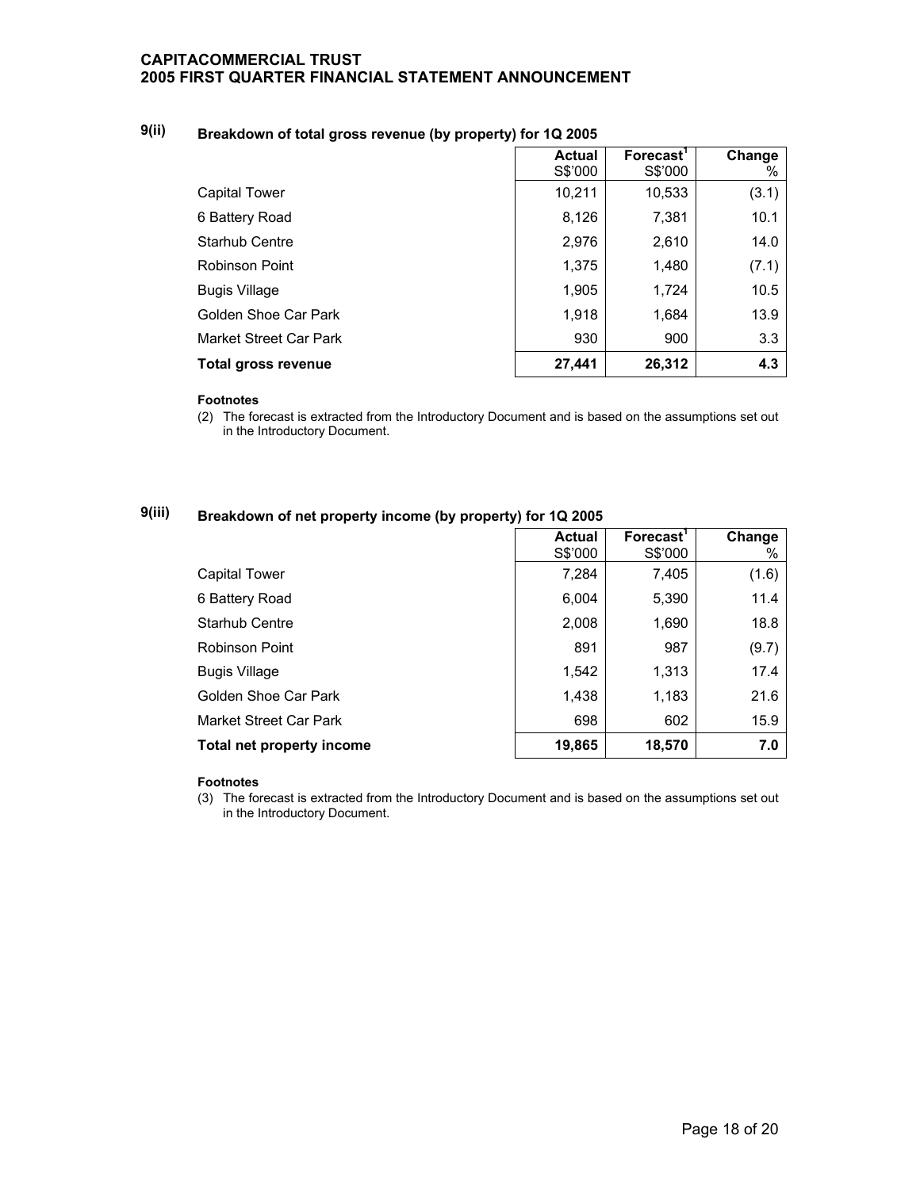## 9(ii) Breakdown of total gross revenue (by property) for 1Q 2005

| | Actual S$'000 | Forecast[1] S$'000 | Change % |
|---|---|---|---|
| Capital Tower | 10,211 | 10,533 | (3.1) |
| 6 Battery Road | 8,126 | 7,381 | 10.1 |
| Starhub Centre | 2,976 | 2,610 | 14.0 |
| Robinson Point | 1,375 | 1,480 | (7.1) |
| Bugis Village | 1,905 | 1,724 | 10.5 |
| Golden Shoe Car Park | 1,918 | 1,684 | 13.9 |
| Market Street Car Park | 930 | 900 | 3.3 |
| **Total gross revenue** | **27,441** | **26,312** | **4.3** |

**Footnotes**

(2) The forecast is extracted from the Introductory Document and is based on the assumptions set out in the Introductory Document.

## 9(iii) Breakdown of net property income (by property) for 1Q 2005

| | Actual S$'000 | Forecast[1] S$'000 | Change % |
|---|---|---|---|
| Capital Tower | 7,284 | 7,405 | (1.6) |
| 6 Battery Road | 6,004 | 5,390 | 11.4 |
| Starhub Centre | 2,008 | 1,690 | 18.8 |
| Robinson Point | 891 | 987 | (9.7) |
| Bugis Village | 1,542 | 1,313 | 17.4 |
| Golden Shoe Car Park | 1,438 | 1,183 | 21.6 |
| Market Street Car Park | 698 | 602 | 15.9 |
| **Total net property income** | **19,865** | **18,570** | **7.0** |

**Footnotes**

(3) The forecast is extracted from the Introductory Document and is based on the assumptions set out in the Introductory Document.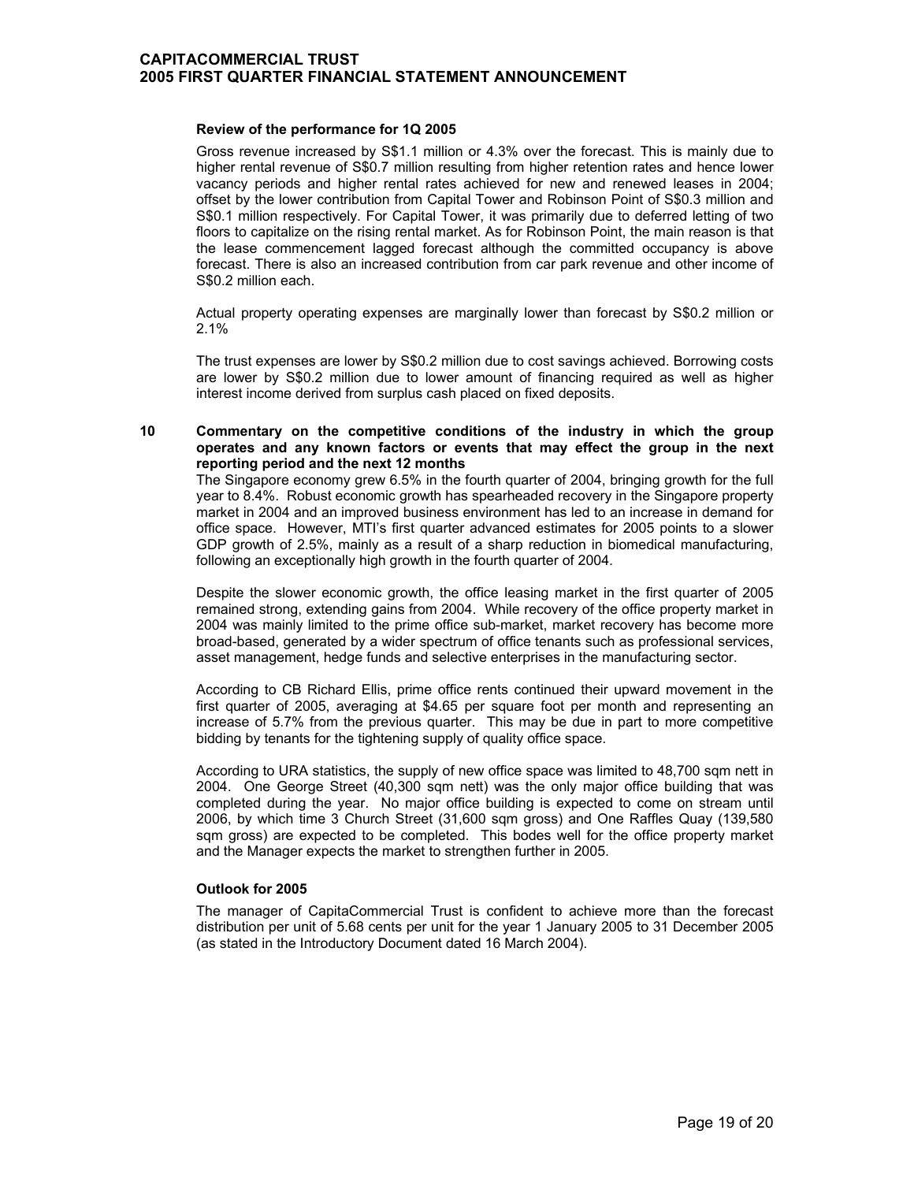**Review of the performance for 1Q 2005**

Gross revenue increased by S$1.1 million or 4.3% over the forecast. This is mainly due to higher rental revenue of S$0.7 million resulting from higher retention rates and hence lower vacancy periods and higher rental rates achieved for new and renewed leases in 2004; offset by the lower contribution from Capital Tower and Robinson Point of S$0.3 million and S$0.1 million respectively. For Capital Tower, it was primarily due to deferred letting of two floors to capitalize on the rising rental market. As for Robinson Point, the main reason is that the lease commencement lagged forecast although the committed occupancy is above forecast. There is also an increased contribution from car park revenue and other income of S$0.2 million each.

Actual property operating expenses are marginally lower than forecast by S$0.2 million or 2.1%

The trust expenses are lower by S$0.2 million due to cost savings achieved. Borrowing costs are lower by S$0.2 million due to lower amount of financing required as well as higher interest income derived from surplus cash placed on fixed deposits.

**10 Commentary on the competitive conditions of the industry in which the group operates and any known factors or events that may effect the group in the next reporting period and the next 12 months**

The Singapore economy grew 6.5% in the fourth quarter of 2004, bringing growth for the full year to 8.4%. Robust economic growth has spearheaded recovery in the Singapore property market in 2004 and an improved business environment has led to an increase in demand for office space. However, MTI's first quarter advanced estimates for 2005 points to a slower GDP growth of 2.5%, mainly as a result of a sharp reduction in biomedical manufacturing, following an exceptionally high growth in the fourth quarter of 2004.

Despite the slower economic growth, the office leasing market in the first quarter of 2005 remained strong, extending gains from 2004. While recovery of the office property market in 2004 was mainly limited to the prime office sub-market, market recovery has become more broad-based, generated by a wider spectrum of office tenants such as professional services, asset management, hedge funds and selective enterprises in the manufacturing sector.

According to CB Richard Ellis, prime office rents continued their upward movement in the first quarter of 2005, averaging at $4.65 per square foot per month and representing an increase of 5.7% from the previous quarter. This may be due in part to more competitive bidding by tenants for the tightening supply of quality office space.

According to URA statistics, the supply of new office space was limited to 48,700 sqm nett in 2004. One George Street (40,300 sqm nett) was the only major office building that was completed during the year. No major office building is expected to come on stream until 2006, by which time 3 Church Street (31,600 sqm gross) and One Raffles Quay (139,580 sqm gross) are expected to be completed. This bodes well for the office property market and the Manager expects the market to strengthen further in 2005.

**Outlook for 2005**

The manager of CapitaCommercial Trust is confident to achieve more than the forecast distribution per unit of 5.68 cents per unit for the year 1 January 2005 to 31 December 2005 (as stated in the Introductory Document dated 16 March 2004).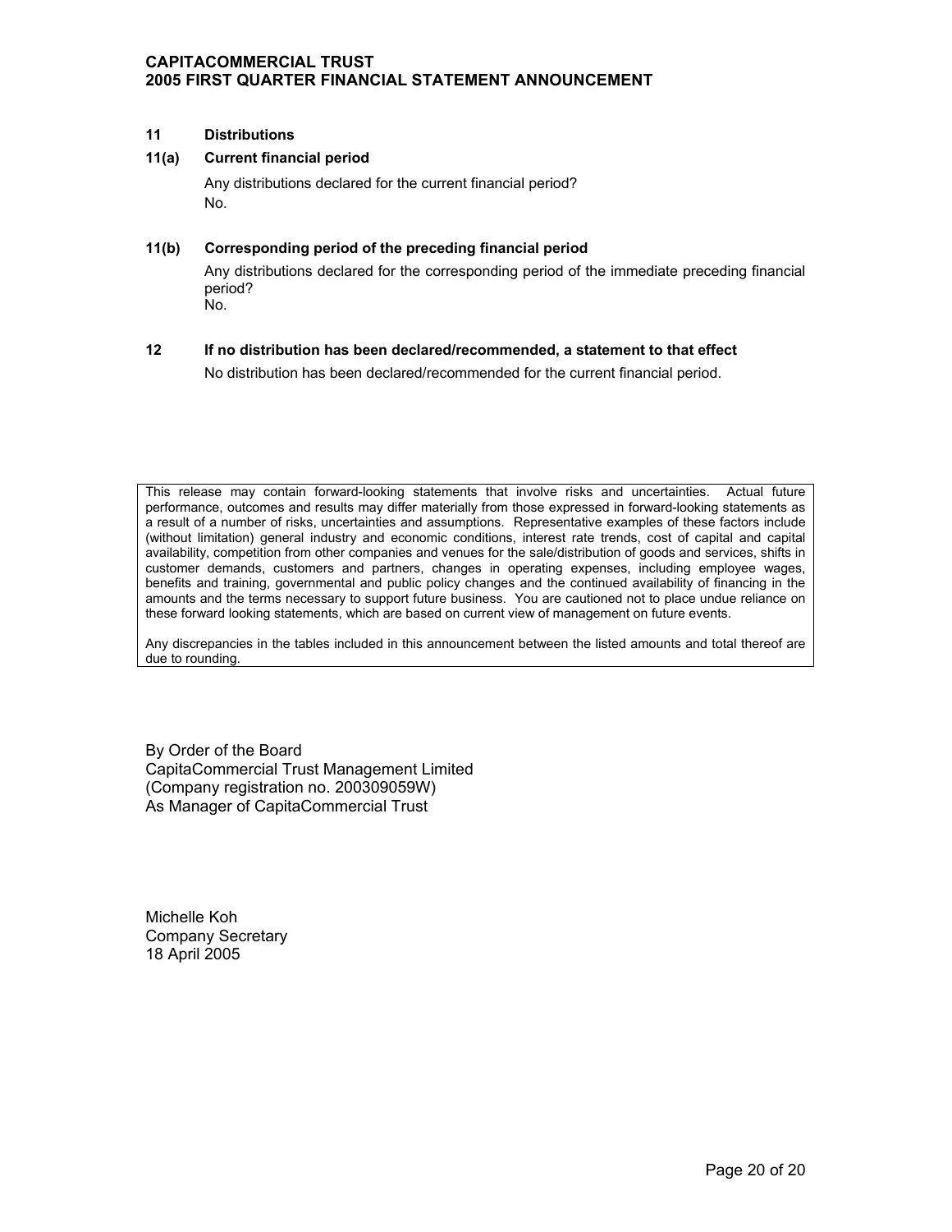## 11 Distributions

### 11(a) Current financial period

Any distributions declared for the current financial period?
No.

### 11(b) Corresponding period of the preceding financial period

Any distributions declared for the corresponding period of the immediate preceding financial period?
No.

## 12 If no distribution has been declared/recommended, a statement to that effect

No distribution has been declared/recommended for the current financial period.

This release may contain forward-looking statements that involve risks and uncertainties. Actual future performance, outcomes and results may differ materially from those expressed in forward-looking statements as a result of a number of risks, uncertainties and assumptions. Representative examples of these factors include (without limitation) general industry and economic conditions, interest rate trends, cost of capital and capital availability, competition from other companies and venues for the sale/distribution of goods and services, shifts in customer demands, customers and partners, changes in operating expenses, including employee wages, benefits and training, governmental and public policy changes and the continued availability of financing in the amounts and the terms necessary to support future business. You are cautioned not to place undue reliance on these forward looking statements, which are based on current view of management on future events.

Any discrepancies in the tables included in this announcement between the listed amounts and total thereof are due to rounding.

By Order of the Board
CapitaCommercial Trust Management Limited
(Company registration no. 200309059W)
As Manager of CapitaCommercial Trust

Michelle Koh
Company Secretary
18 April 2005